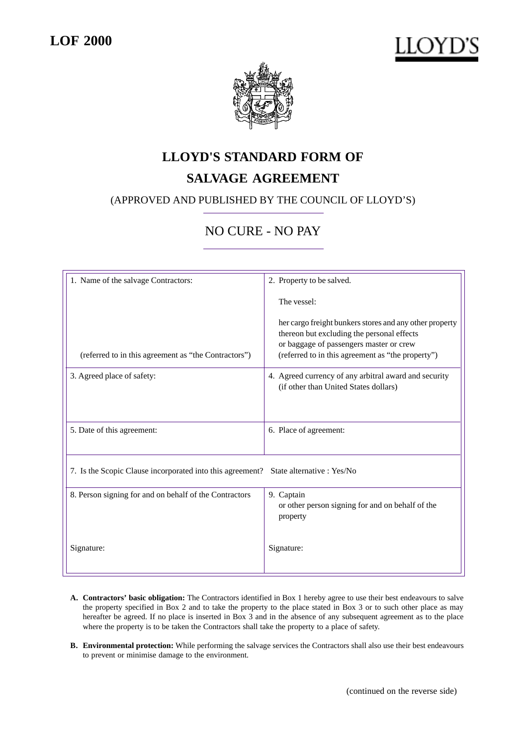**LOF 2000**

LLOYD'S

# LLOYD'S STANDARD FORM OF SALVAGE AGREEMENT

(APPROVED AND PUBLISHED BY THE COUNCIL OF LLOYD'S)

## NO CURE - NO PAY

| 1. Name of the salvage Contractors:<br><br><br><br>(referred to in this agreement as "the Contractors") | 2. Property to be salved.<br><br>The vessel:<br><br>her cargo freight bunkers stores and any other property thereon but excluding the personal effects or baggage of passengers master or crew<br>(referred to in this agreement as "the property") |
|---|---|
| 3. Agreed place of safety: | 4. Agreed currency of any arbitral award and security (if other than United States dollars) |
| 5. Date of this agreement: | 6. Place of agreement: |
| 7. Is the Scopic Clause incorporated into this agreement? State alternative : Yes/No | |
| 8. Person signing for and on behalf of the Contractors<br><br><br>Signature: | 9. Captain<br>or other person signing for and on behalf of the property<br><br>Signature: |

**A. Contractors' basic obligation:** The Contractors identified in Box 1 hereby agree to use their best endeavours to salve the property specified in Box 2 and to take the property to the place stated in Box 3 or to such other place as may hereafter be agreed. If no place is inserted in Box 3 and in the absence of any subsequent agreement as to the place where the property is to be taken the Contractors shall take the property to a place of safety.

**B. Environmental protection:** While performing the salvage services the Contractors shall also use their best endeavours to prevent or minimise damage to the environment.

(continued on the reverse side)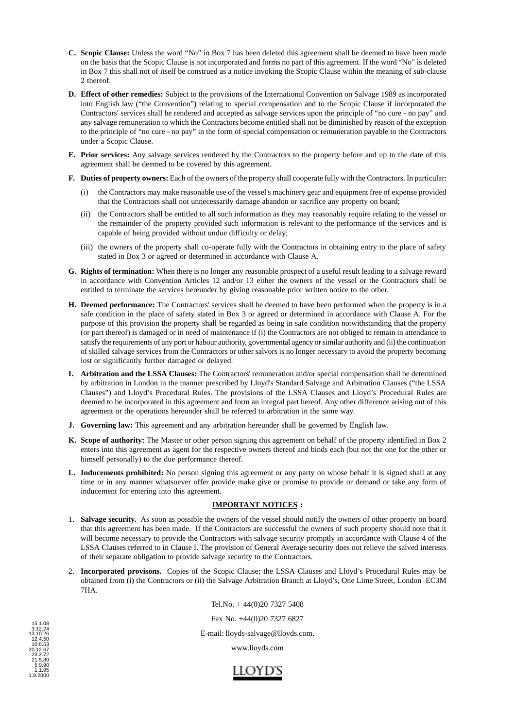**C. Scopic Clause:** Unless the word "No" in Box 7 has been deleted this agreement shall be deemed to have been made on the basis that the Scopic Clause is not incorporated and forms no part of this agreement. If the word "No" is deleted in Box 7 this shall not of itself be construed as a notice invoking the Scopic Clause within the meaning of sub-clause 2 thereof.

**D. Effect of other remedies:** Subject to the provisions of the International Convention on Salvage 1989 as incorporated into English law ("the Convention") relating to special compensation and to the Scopic Clause if incorporated the Contractors' services shall be rendered and accepted as salvage services upon the principle of "no cure - no pay" and any salvage remuneration to which the Contractors become entitled shall not be diminished by reason of the exception to the principle of "no cure - no pay" in the form of special compensation or remuneration payable to the Contractors under a Scopic Clause.

**E. Prior services:** Any salvage services rendered by the Contractors to the property before and up to the date of this agreement shall be deemed to be covered by this agreement.

**F. Duties of property owners:** Each of the owners of the property shall cooperate fully with the Contractors. In particular:

(i) the Contractors may make reasonable use of the vessel's machinery gear and equipment free of expense provided that the Contractors shall not unnecessarily damage abandon or sacrifice any property on board;

(ii) the Contractors shall be entitled to all such information as they may reasonably require relating to the vessel or the remainder of the property provided such information is relevant to the performance of the services and is capable of being provided without undue difficulty or delay;

(iii) the owners of the property shall co-operate fully with the Contractors in obtaining entry to the place of safety stated in Box 3 or agreed or determined in accordance with Clause A.

**G. Rights of termination:** When there is no longer any reasonable prospect of a useful result leading to a salvage reward in accordance with Convention Articles 12 and/or 13 either the owners of the vessel or the Contractors shall be entitled to terminate the services hereunder by giving reasonable prior written notice to the other.

**H. Deemed performance:** The Contractors' services shall be deemed to have been performed when the property is in a safe condition in the place of safety stated in Box 3 or agreed or determined in accordance with Clause A. For the purpose of this provision the property shall be regarded as being in safe condition notwithstanding that the property (or part thereof) is damaged or in need of maintenance if (i) the Contractors are not obliged to remain in attendance to satisfy the requirements of any port or habour authority, governmental agency or similar authority and (ii) the continuation of skilled salvage services from the Contractors or other salvors is no longer necessary to avoid the property becoming lost or significantly further damaged or delayed.

**I. Arbitration and the LSSA Clauses:** The Contractors' remuneration and/or special compensation shall be determined by arbitration in London in the manner prescribed by Lloyd's Standard Salvage and Arbitration Clauses ("the LSSA Clauses") and Lloyd's Procedural Rules. The provisions of the LSSA Clauses and Lloyd's Procedural Rules are deemed to be incorporated in this agreement and form an integral part hereof. Any other difference arising out of this agreement or the operations hereunder shall be referred to arbitration in the same way.

**J. Governing law:** This agreement and any arbitration hereunder shall be governed by English law.

**K. Scope of authority:** The Master or other person signing this agreement on behalf of the property identified in Box 2 enters into this agreement as agent for the respective owners thereof and binds each (but not the one for the other or himself personally) to the due performance thereof.

**L. Inducements prohibited:** No person signing this agreement or any party on whose behalf it is signed shall at any time or in any manner whatsoever offer provide make give or promise to provide or demand or take any form of inducement for entering into this agreement.

**IMPORTANT NOTICES :**

1. **Salvage security.** As soon as possible the owners of the vessel should notify the owners of other property on board that this agreement has been made. If the Contractors are successful the owners of such property should note that it will become necessary to provide the Contractors with salvage security promptly in accordance with Clause 4 of the LSSA Clauses referred to in Clause I. The provision of General Average security does not relieve the salved interests of their separate obligation to provide salvage security to the Contractors.

2. **Incorporated provisons.** Copies of the Scopic Clause; the LSSA Clauses and Lloyd's Procedural Rules may be obtained from (i) the Contractors or (ii) the Salvage Arbitration Branch at Lloyd's, One Lime Street, London EC3M 7HA.

Tel.No. + 44(0)20 7327 5408

Fax No. +44(0)20 7327 6827

E-mail: lloyds-salvage@lloyds.com.

www.lloyds.com

15.1.08
3.12.24
13.10.26
12.4.50
10.6.53
20.12.67
23.2.72
21.5.80
5.9.90
1.1.95
1.9.2000

LLOYD'S